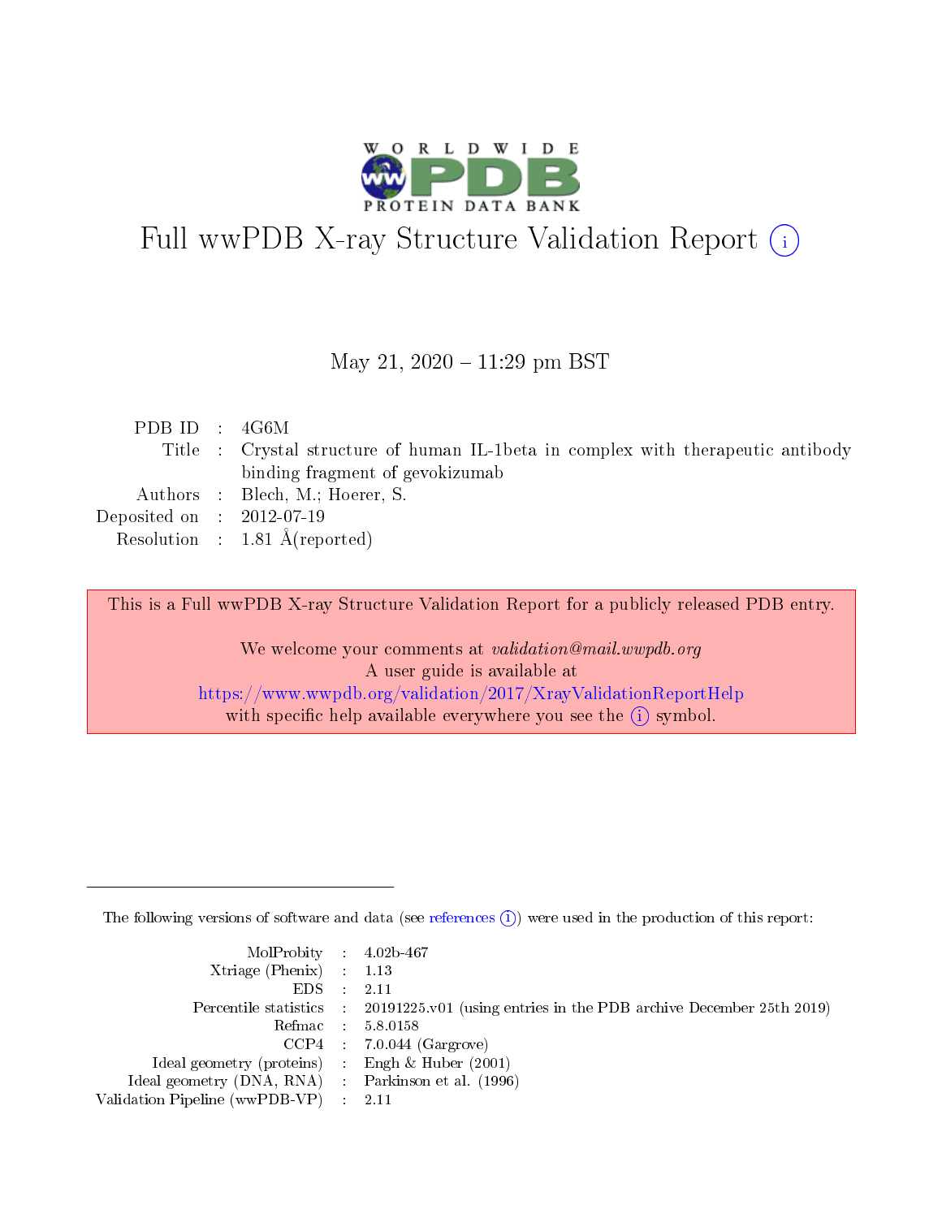# Full wwPDB X-ray Structure Validation Report (i)

May 21, 2020 – 11:29 pm BST

| | | |
|---|---|---|
| PDB ID | : | 4G6M |
| Title | : | Crystal structure of human IL-1beta in complex with therapeutic antibody binding fragment of gevokizumab |
| Authors | : | Blech, M.; Hoerer, S. |
| Deposited on | : | 2012-07-19 |
| Resolution | : | 1.81 Å(reported) |

This is a Full wwPDB X-ray Structure Validation Report for a publicly released PDB entry.

We welcome your comments at *validation@mail.wwpdb.org*
A user guide is available at
https://www.wwpdb.org/validation/2017/XrayValidationReportHelp
with specific help available everywhere you see the (i) symbol.

The following versions of software and data (see references (i)) were used in the production of this report:

| | | |
|---|---|---|
| MolProbity | : | 4.02b-467 |
| Xtriage (Phenix) | : | 1.13 |
| EDS | : | 2.11 |
| Percentile statistics | : | 20191225.v01 (using entries in the PDB archive December 25th 2019) |
| Refmac | : | 5.8.0158 |
| CCP4 | : | 7.0.044 (Gargrove) |
| Ideal geometry (proteins) | : | Engh & Huber (2001) |
| Ideal geometry (DNA, RNA) | : | Parkinson et al. (1996) |
| Validation Pipeline (wwPDB-VP) | : | 2.11 |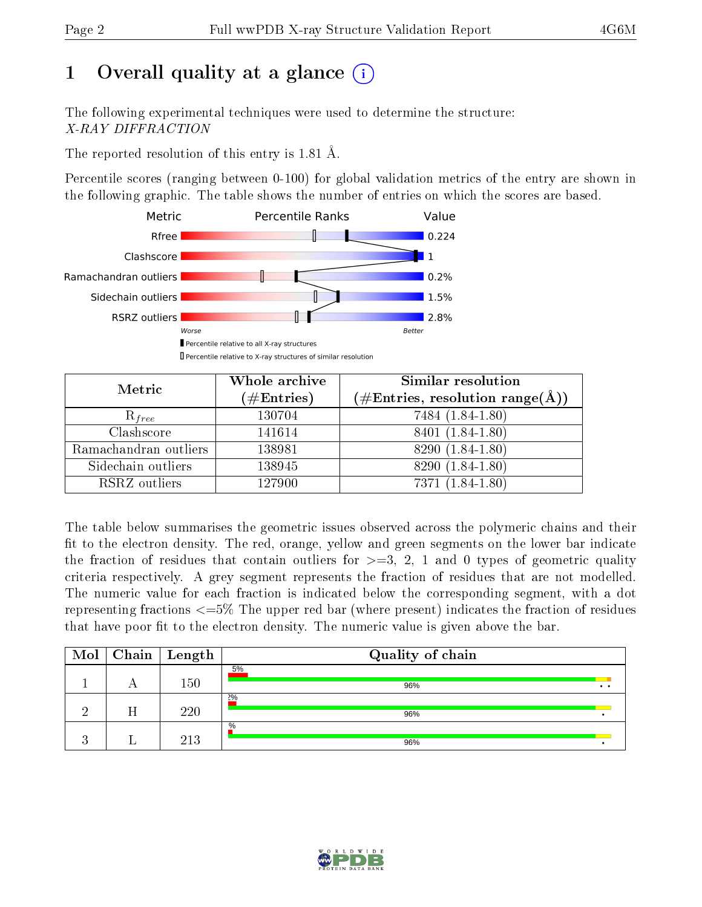# 1 Overall quality at a glance

The following experimental techniques were used to determine the structure: *X-RAY DIFFRACTION*

The reported resolution of this entry is 1.81 Å.

Percentile scores (ranging between 0-100) for global validation metrics of the entry are shown in the following graphic. The table shows the number of entries on which the scores are based.

| Metric | Value |
|---|---|
| Rfree | 0.224 |
| Clashscore | 1 |
| Ramachandran outliers | 0.2% |
| Sidechain outliers | 1.5% |
| RSRZ outliers | 2.8% |

Worse — Better

Percentile relative to all X-ray structures

Percentile relative to X-ray structures of similar resolution

| Metric | Whole archive (#Entries) | Similar resolution (#Entries, resolution range(Å)) |
|---|---|---|
| $R_{free}$ | 130704 | 7484 (1.84-1.80) |
| Clashscore | 141614 | 8401 (1.84-1.80) |
| Ramachandran outliers | 138981 | 8290 (1.84-1.80) |
| Sidechain outliers | 138945 | 8290 (1.84-1.80) |
| RSRZ outliers | 127900 | 7371 (1.84-1.80) |

The table below summarises the geometric issues observed across the polymeric chains and their fit to the electron density. The red, orange, yellow and green segments on the lower bar indicate the fraction of residues that contain outliers for >=3, 2, 1 and 0 types of geometric quality criteria respectively. A grey segment represents the fraction of residues that are not modelled. The numeric value for each fraction is indicated below the corresponding segment, with a dot representing fractions <=5% The upper red bar (where present) indicates the fraction of residues that have poor fit to the electron density. The numeric value is given above the bar.

| Mol | Chain | Length | Quality of chain |
|---|---|---|---|
| 1 | A | 150 | 5% / 96% • • |
| 2 | H | 220 | 2% / 96% • |
| 3 | L | 213 | % / 96% • |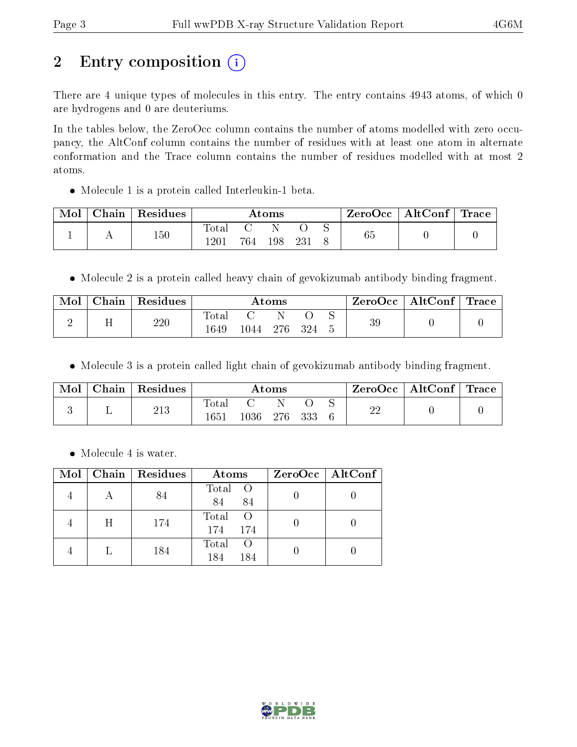# 2 Entry composition

There are 4 unique types of molecules in this entry. The entry contains 4943 atoms, of which 0 are hydrogens and 0 are deuteriums.

In the tables below, the ZeroOcc column contains the number of atoms modelled with zero occupancy, the AltConf column contains the number of residues with at least one atom in alternate conformation and the Trace column contains the number of residues modelled with at most 2 atoms.

- Molecule 1 is a protein called Interleukin-1 beta.

| Mol | Chain | Residues | Atoms | | | | | ZeroOcc | AltConf | Trace |
|---|---|---|---|---|---|---|---|---|---|---|
| 1 | A | 150 | Total 1201 | C 764 | N 198 | O 231 | S 8 | 65 | 0 | 0 |

- Molecule 2 is a protein called heavy chain of gevokizumab antibody binding fragment.

| Mol | Chain | Residues | Atoms | | | | | ZeroOcc | AltConf | Trace |
|---|---|---|---|---|---|---|---|---|---|---|
| 2 | H | 220 | Total 1649 | C 1044 | N 276 | O 324 | S 5 | 39 | 0 | 0 |

- Molecule 3 is a protein called light chain of gevokizumab antibody binding fragment.

| Mol | Chain | Residues | Atoms | | | | | ZeroOcc | AltConf | Trace |
|---|---|---|---|---|---|---|---|---|---|---|
| 3 | L | 213 | Total 1651 | C 1036 | N 276 | O 333 | S 6 | 22 | 0 | 0 |

- Molecule 4 is water.

| Mol | Chain | Residues | Atoms | | ZeroOcc | AltConf |
|---|---|---|---|---|---|---|
| 4 | A | 84 | Total 84 | O 84 | 0 | 0 |
| 4 | H | 174 | Total 174 | O 174 | 0 | 0 |
| 4 | L | 184 | Total 184 | O 184 | 0 | 0 |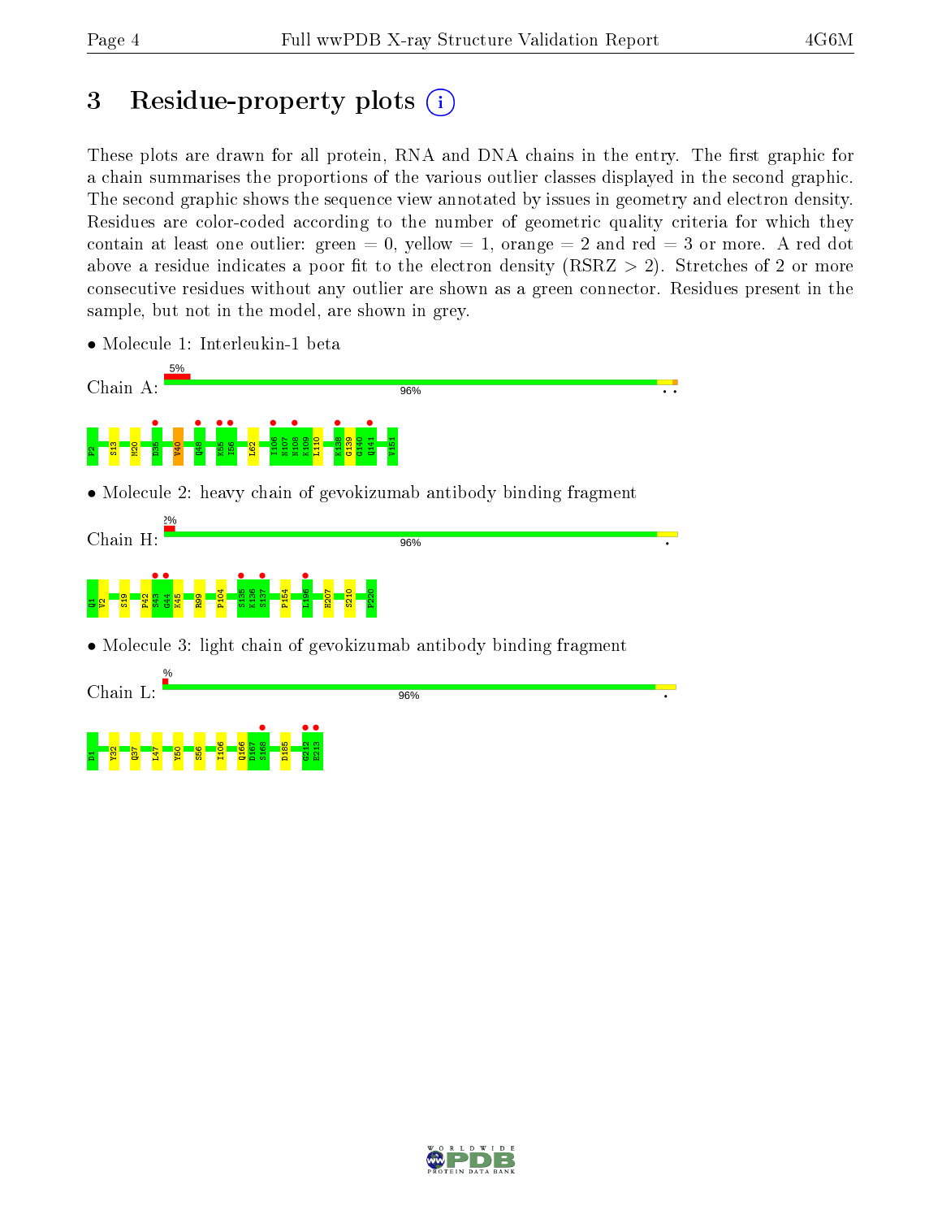# 3 Residue-property plots

These plots are drawn for all protein, RNA and DNA chains in the entry. The first graphic for a chain summarises the proportions of the various outlier classes displayed in the second graphic. The second graphic shows the sequence view annotated by issues in geometry and electron density. Residues are color-coded according to the number of geometric quality criteria for which they contain at least one outlier: green = 0, yellow = 1, orange = 2 and red = 3 or more. A red dot above a residue indicates a poor fit to the electron density (RSRZ > 2). Stretches of 2 or more consecutive residues without any outlier are shown as a green connector. Residues present in the sample, but not in the model, are shown in grey.

- Molecule 1: Interleukin-1 beta

Chain A: 5% | 96%

P2 S13 M20 D35 V40 Q48 K55 I56 L62 I106 N107 N108 K109 L110 K138 G139 G140 Q141 V151

- Molecule 2: heavy chain of gevokizumab antibody binding fragment

Chain H: 2% | 96%

Q1 V2 S19 P42 S43 G44 K45 R99 P104 S135 K136 S137 P154 L196 H207 S210 P220

- Molecule 3: light chain of gevokizumab antibody binding fragment

Chain L: % | 96%

D1 Y32 Q37 L47 Y50 S56 I106 Q166 D167 S168 D185 G212 E213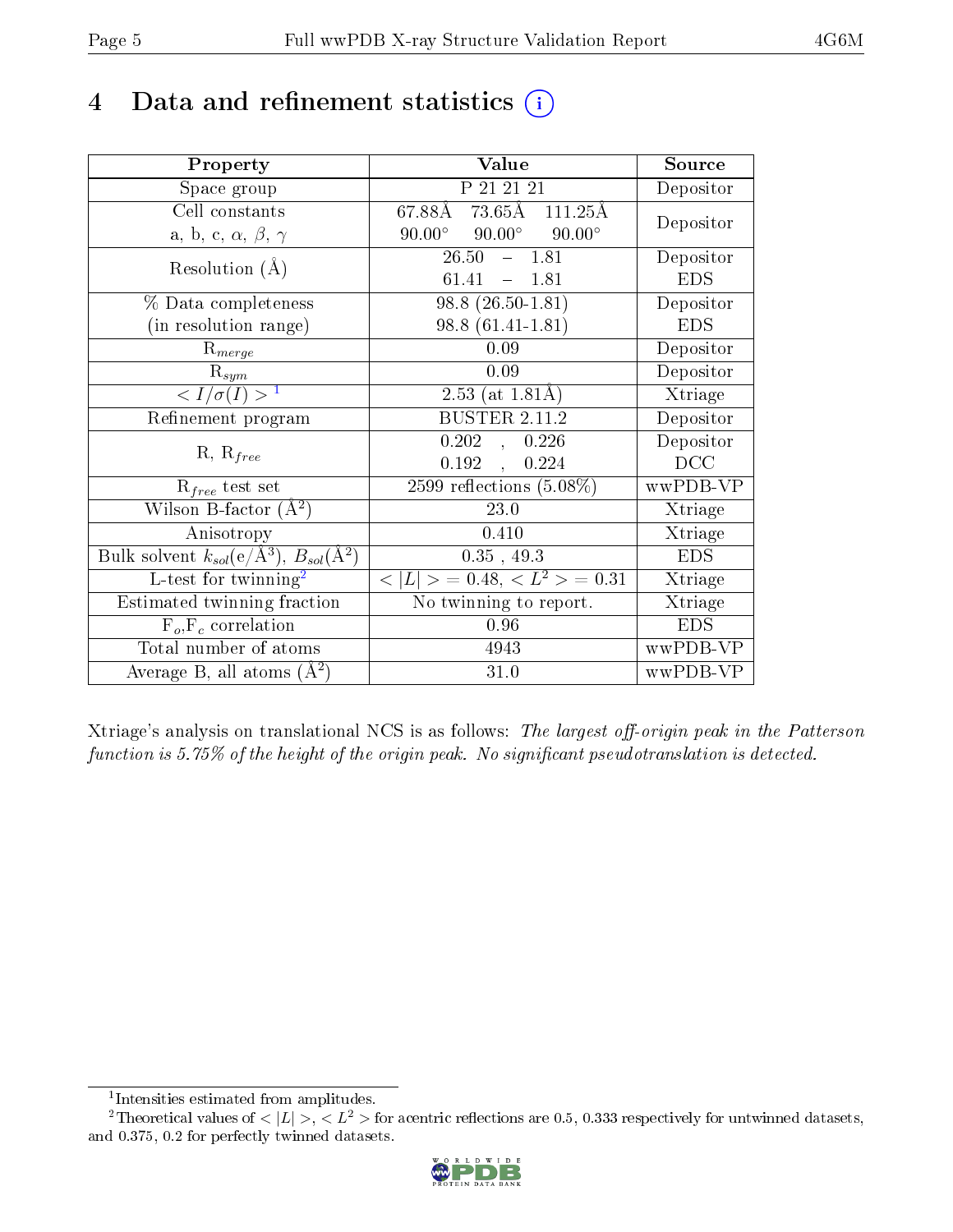# 4 Data and refinement statistics (i)

| Property | Value | Source |
|---|---|---|
| Space group | P 21 21 21 | Depositor |
| Cell constants<br>a, b, c, $\alpha$, $\beta$, $\gamma$ | 67.88Å 73.65Å 111.25Å<br>90.00° 90.00° 90.00° | Depositor |
| Resolution (Å) | 26.50 – 1.81<br>61.41 – 1.81 | Depositor<br>EDS |
| % Data completeness<br>(in resolution range) | 98.8 (26.50-1.81)<br>98.8 (61.41-1.81) | Depositor<br>EDS |
| $R_{merge}$ | 0.09 | Depositor |
| $R_{sym}$ | 0.09 | Depositor |
| $< I/\sigma(I) >$ [1] | 2.53 (at 1.81Å) | Xtriage |
| Refinement program | BUSTER 2.11.2 | Depositor |
| R, $R_{free}$ | 0.202 , 0.226<br>0.192 , 0.224 | Depositor<br>DCC |
| $R_{free}$ test set | 2599 reflections (5.08%) | wwPDB-VP |
| Wilson B-factor (Å$^2$) | 23.0 | Xtriage |
| Anisotropy | 0.410 | Xtriage |
| Bulk solvent $k_{sol}$(e/Å$^3$), $B_{sol}$(Å$^2$) | 0.35 , 49.3 | EDS |
| L-test for twinning[2] | $< \|L\| >$ = 0.48, $< L^2 >$ = 0.31 | Xtriage |
| Estimated twinning fraction | No twinning to report. | Xtriage |
| $F_o$,$F_c$ correlation | 0.96 | EDS |
| Total number of atoms | 4943 | wwPDB-VP |
| Average B, all atoms (Å$^2$) | 31.0 | wwPDB-VP |

Xtriage's analysis on translational NCS is as follows: *The largest off-origin peak in the Patterson function is 5.75% of the height of the origin peak. No significant pseudotranslation is detected.*

[1] Intensities estimated from amplitudes.

[2] Theoretical values of $< |L| >$, $< L^2 >$ for acentric reflections are 0.5, 0.333 respectively for untwinned datasets, and 0.375, 0.2 for perfectly twinned datasets.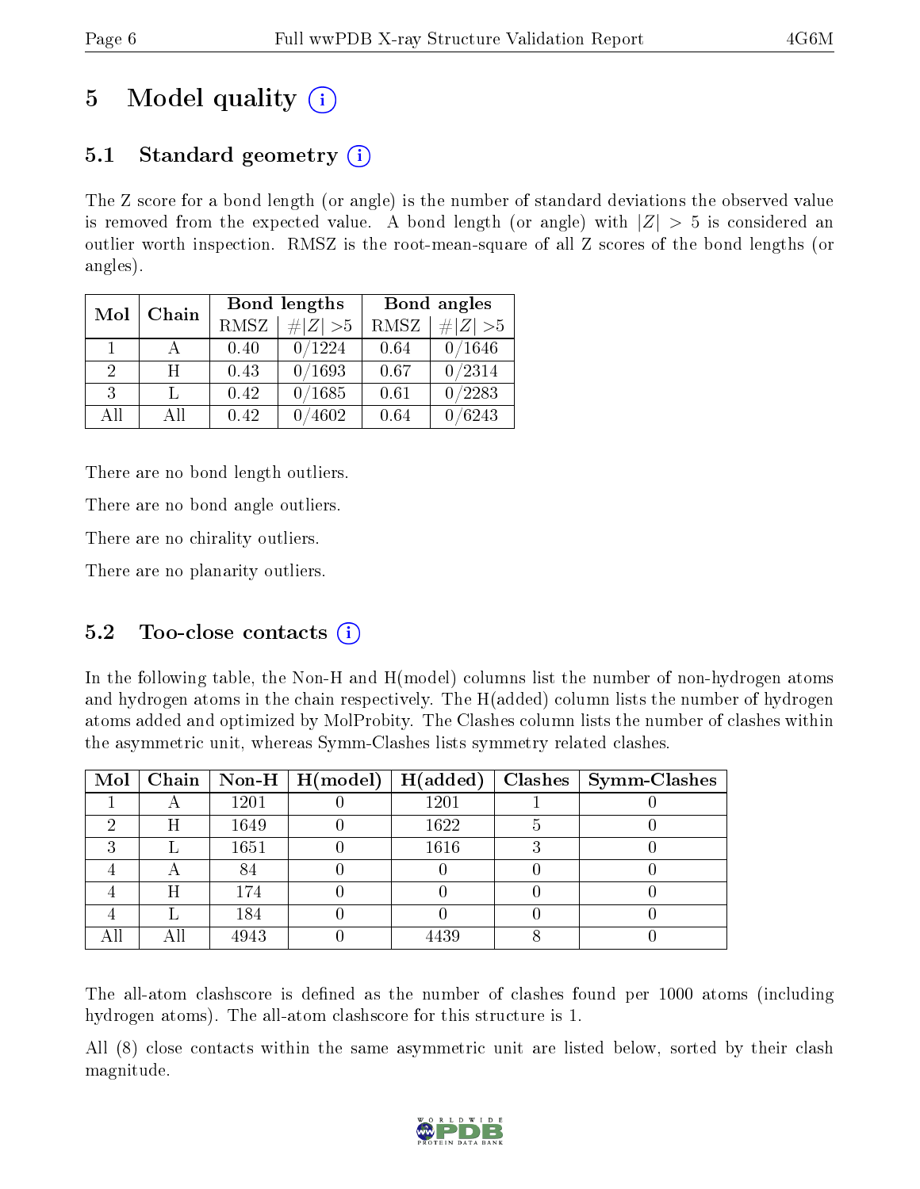# 5 Model quality (i)

## 5.1 Standard geometry (i)

The Z score for a bond length (or angle) is the number of standard deviations the observed value is removed from the expected value. A bond length (or angle) with $|Z| > 5$ is considered an outlier worth inspection. RMSZ is the root-mean-square of all Z scores of the bond lengths (or angles).

| Mol | Chain | Bond lengths | | Bond angles | |
|---|---|---|---|---|---|
| | | RMSZ | $\#|Z| > 5$ | RMSZ | $\#|Z| > 5$ |
| 1 | A | 0.40 | 0/1224 | 0.64 | 0/1646 |
| 2 | H | 0.43 | 0/1693 | 0.67 | 0/2314 |
| 3 | L | 0.42 | 0/1685 | 0.61 | 0/2283 |
| All | All | 0.42 | 0/4602 | 0.64 | 0/6243 |

There are no bond length outliers.

There are no bond angle outliers.

There are no chirality outliers.

There are no planarity outliers.

## 5.2 Too-close contacts (i)

In the following table, the Non-H and H(model) columns list the number of non-hydrogen atoms and hydrogen atoms in the chain respectively. The H(added) column lists the number of hydrogen atoms added and optimized by MolProbity. The Clashes column lists the number of clashes within the asymmetric unit, whereas Symm-Clashes lists symmetry related clashes.

| Mol | Chain | Non-H | H(model) | H(added) | Clashes | Symm-Clashes |
|---|---|---|---|---|---|---|
| 1 | A | 1201 | 0 | 1201 | 1 | 0 |
| 2 | H | 1649 | 0 | 1622 | 5 | 0 |
| 3 | L | 1651 | 0 | 1616 | 3 | 0 |
| 4 | A | 84 | 0 | 0 | 0 | 0 |
| 4 | H | 174 | 0 | 0 | 0 | 0 |
| 4 | L | 184 | 0 | 0 | 0 | 0 |
| All | All | 4943 | 0 | 4439 | 8 | 0 |

The all-atom clashscore is defined as the number of clashes found per 1000 atoms (including hydrogen atoms). The all-atom clashscore for this structure is 1.

All (8) close contacts within the same asymmetric unit are listed below, sorted by their clash magnitude.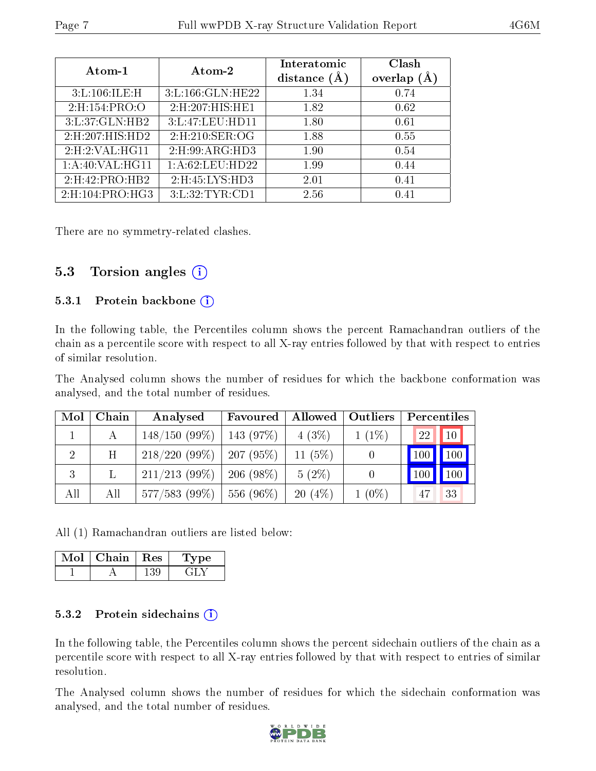| Atom-1 | Atom-2 | Interatomic distance (Å) | Clash overlap (Å) |
|---|---|---|---|
| 3:L:106:ILE:H | 3:L:166:GLN:HE22 | 1.34 | 0.74 |
| 2:H:154:PRO:O | 2:H:207:HIS:HE1 | 1.82 | 0.62 |
| 3:L:37:GLN:HB2 | 3:L:47:LEU:HD11 | 1.80 | 0.61 |
| 2:H:207:HIS:HD2 | 2:H:210:SER:OG | 1.88 | 0.55 |
| 2:H:2:VAL:HG11 | 2:H:99:ARG:HD3 | 1.90 | 0.54 |
| 1:A:40:VAL:HG11 | 1:A:62:LEU:HD22 | 1.99 | 0.44 |
| 2:H:42:PRO:HB2 | 2:H:45:LYS:HD3 | 2.01 | 0.41 |
| 2:H:104:PRO:HG3 | 3:L:32:TYR:CD1 | 2.56 | 0.41 |

There are no symmetry-related clashes.

## 5.3 Torsion angles

### 5.3.1 Protein backbone

In the following table, the Percentiles column shows the percent Ramachandran outliers of the chain as a percentile score with respect to all X-ray entries followed by that with respect to entries of similar resolution.

The Analysed column shows the number of residues for which the backbone conformation was analysed, and the total number of residues.

| Mol | Chain | Analysed | Favoured | Allowed | Outliers | Percentiles | |
|---|---|---|---|---|---|---|---|
| 1 | A | 148/150 (99%) | 143 (97%) | 4 (3%) | 1 (1%) | 22 | 10 |
| 2 | H | 218/220 (99%) | 207 (95%) | 11 (5%) | 0 | 100 | 100 |
| 3 | L | 211/213 (99%) | 206 (98%) | 5 (2%) | 0 | 100 | 100 |
| All | All | 577/583 (99%) | 556 (96%) | 20 (4%) | 1 (0%) | 47 | 33 |

All (1) Ramachandran outliers are listed below:

| Mol | Chain | Res | Type |
|---|---|---|---|
| 1 | A | 139 | GLY |

### 5.3.2 Protein sidechains

In the following table, the Percentiles column shows the percent sidechain outliers of the chain as a percentile score with respect to all X-ray entries followed by that with respect to entries of similar resolution.

The Analysed column shows the number of residues for which the sidechain conformation was analysed, and the total number of residues.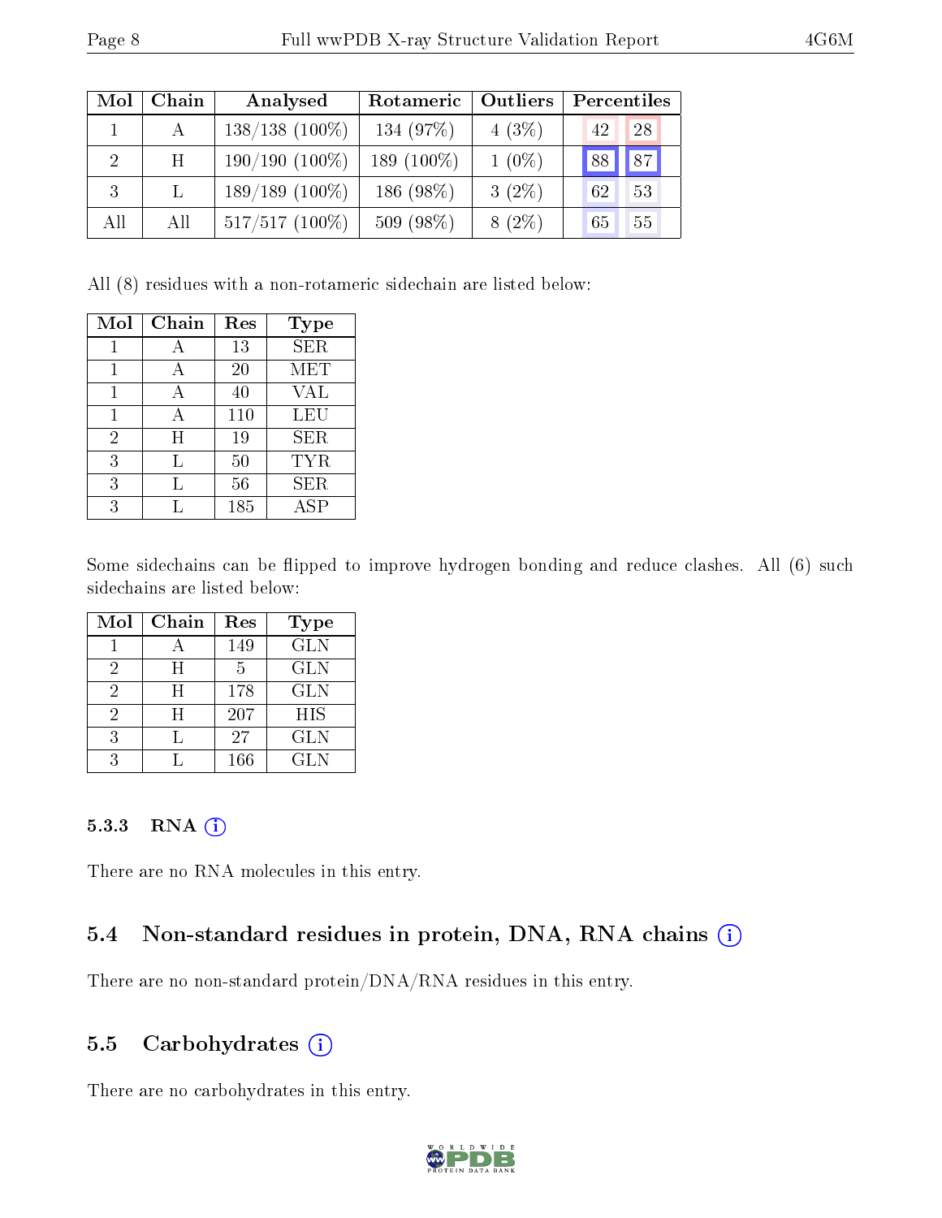| Mol | Chain | Analysed | Rotameric | Outliers | Percentiles | |
|---|---|---|---|---|---|---|
| 1 | A | 138/138 (100%) | 134 (97%) | 4 (3%) | 42 | 28 |
| 2 | H | 190/190 (100%) | 189 (100%) | 1 (0%) | 88 | 87 |
| 3 | L | 189/189 (100%) | 186 (98%) | 3 (2%) | 62 | 53 |
| All | All | 517/517 (100%) | 509 (98%) | 8 (2%) | 65 | 55 |

All (8) residues with a non-rotameric sidechain are listed below:

| Mol | Chain | Res | Type |
|---|---|---|---|
| 1 | A | 13 | SER |
| 1 | A | 20 | MET |
| 1 | A | 40 | VAL |
| 1 | A | 110 | LEU |
| 2 | H | 19 | SER |
| 3 | L | 50 | TYR |
| 3 | L | 56 | SER |
| 3 | L | 185 | ASP |

Some sidechains can be flipped to improve hydrogen bonding and reduce clashes. All (6) such sidechains are listed below:

| Mol | Chain | Res | Type |
|---|---|---|---|
| 1 | A | 149 | GLN |
| 2 | H | 5 | GLN |
| 2 | H | 178 | GLN |
| 2 | H | 207 | HIS |
| 3 | L | 27 | GLN |
| 3 | L | 166 | GLN |

#### 5.3.3 RNA

There are no RNA molecules in this entry.

### 5.4 Non-standard residues in protein, DNA, RNA chains

There are no non-standard protein/DNA/RNA residues in this entry.

### 5.5 Carbohydrates

There are no carbohydrates in this entry.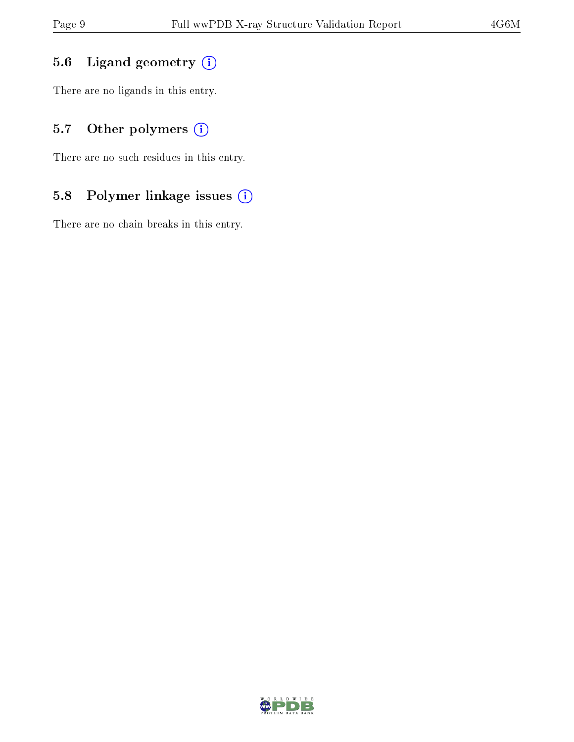### 5.6 Ligand geometry (i)

There are no ligands in this entry.

### 5.7 Other polymers (i)

There are no such residues in this entry.

### 5.8 Polymer linkage issues (i)

There are no chain breaks in this entry.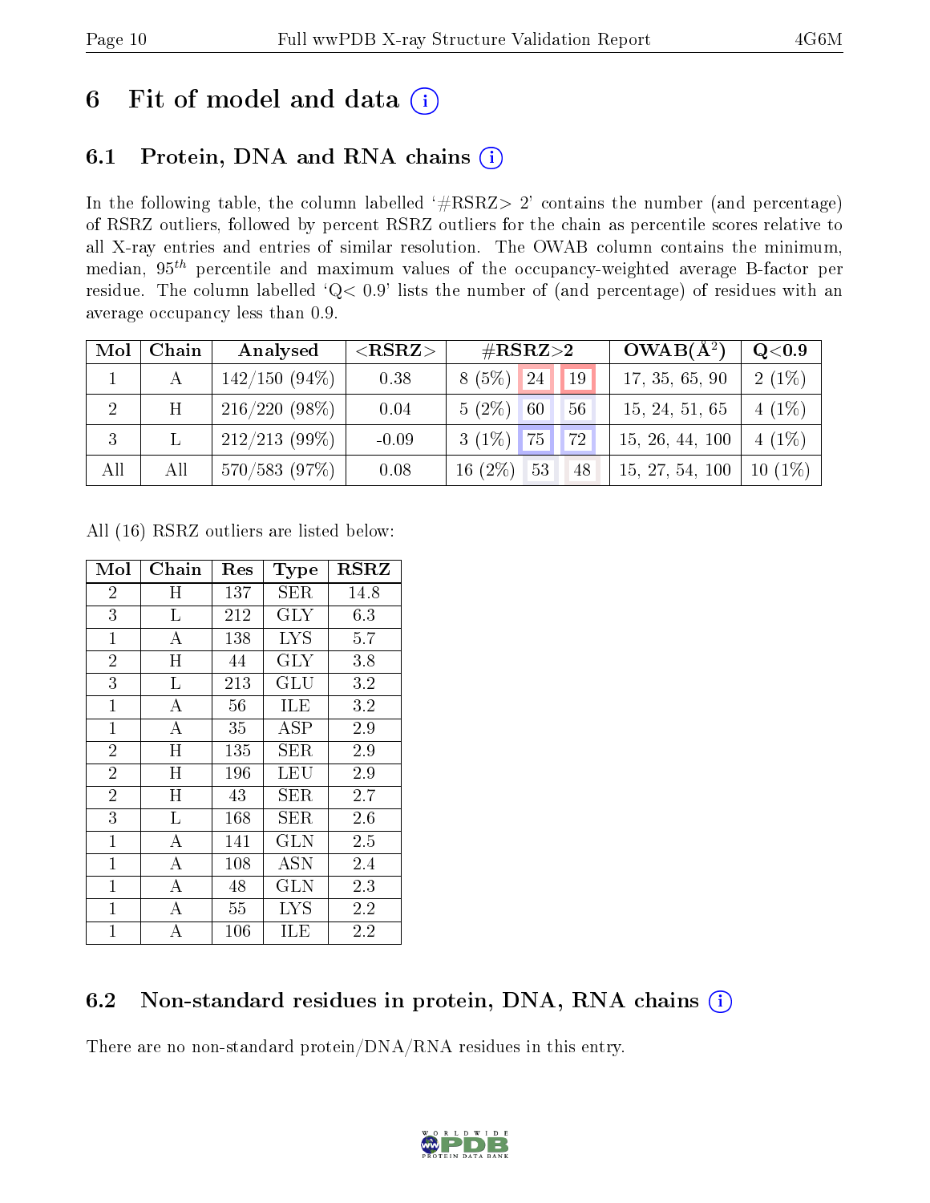# 6 Fit of model and data (i)

## 6.1 Protein, DNA and RNA chains (i)

In the following table, the column labelled '#RSRZ> 2' contains the number (and percentage) of RSRZ outliers, followed by percent RSRZ outliers for the chain as percentile scores relative to all X-ray entries and entries of similar resolution. The OWAB column contains the minimum, median, $95^{th}$ percentile and maximum values of the occupancy-weighted average B-factor per residue. The column labelled 'Q< 0.9' lists the number of (and percentage) of residues with an average occupancy less than 0.9.

| Mol | Chain | Analysed | <RSRZ> | #RSRZ>2 | | | OWAB(Å$^2$) | Q<0.9 |
|---|---|---|---|---|---|---|---|---|
| 1 | A | 142/150 (94%) | 0.38 | 8 (5%) | 24 | 19 | 17, 35, 65, 90 | 2 (1%) |
| 2 | H | 216/220 (98%) | 0.04 | 5 (2%) | 60 | 56 | 15, 24, 51, 65 | 4 (1%) |
| 3 | L | 212/213 (99%) | -0.09 | 3 (1%) | 75 | 72 | 15, 26, 44, 100 | 4 (1%) |
| All | All | 570/583 (97%) | 0.08 | 16 (2%) | 53 | 48 | 15, 27, 54, 100 | 10 (1%) |

All (16) RSRZ outliers are listed below:

| Mol | Chain | Res | Type | RSRZ |
|---|---|---|---|---|
| 2 | H | 137 | SER | 14.8 |
| 3 | L | 212 | GLY | 6.3 |
| 1 | A | 138 | LYS | 5.7 |
| 2 | H | 44 | GLY | 3.8 |
| 3 | L | 213 | GLU | 3.2 |
| 1 | A | 56 | ILE | 3.2 |
| 1 | A | 35 | ASP | 2.9 |
| 2 | H | 135 | SER | 2.9 |
| 2 | H | 196 | LEU | 2.9 |
| 2 | H | 43 | SER | 2.7 |
| 3 | L | 168 | SER | 2.6 |
| 1 | A | 141 | GLN | 2.5 |
| 1 | A | 108 | ASN | 2.4 |
| 1 | A | 48 | GLN | 2.3 |
| 1 | A | 55 | LYS | 2.2 |
| 1 | A | 106 | ILE | 2.2 |

## 6.2 Non-standard residues in protein, DNA, RNA chains (i)

There are no non-standard protein/DNA/RNA residues in this entry.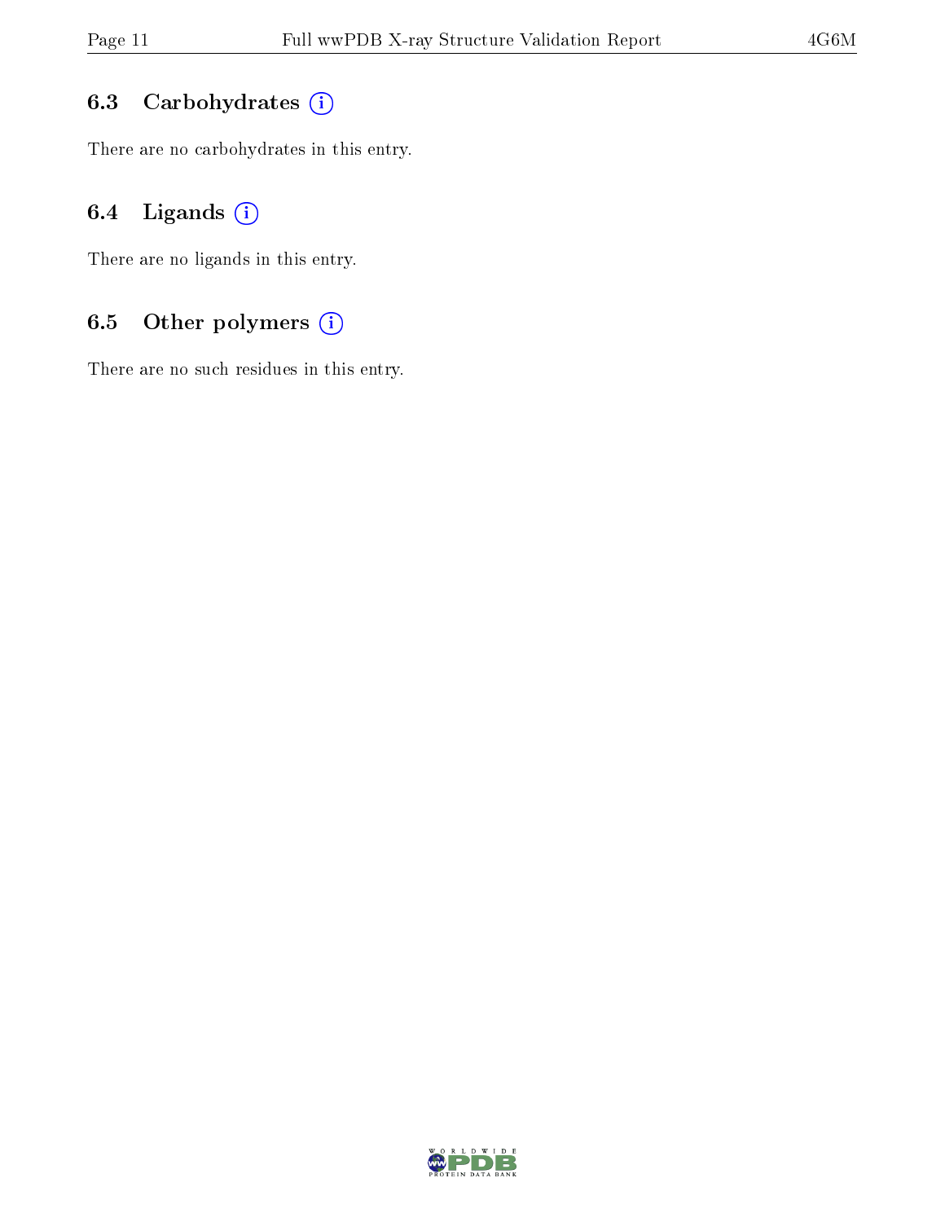### 6.3 Carbohydrates

There are no carbohydrates in this entry.

### 6.4 Ligands

There are no ligands in this entry.

### 6.5 Other polymers

There are no such residues in this entry.